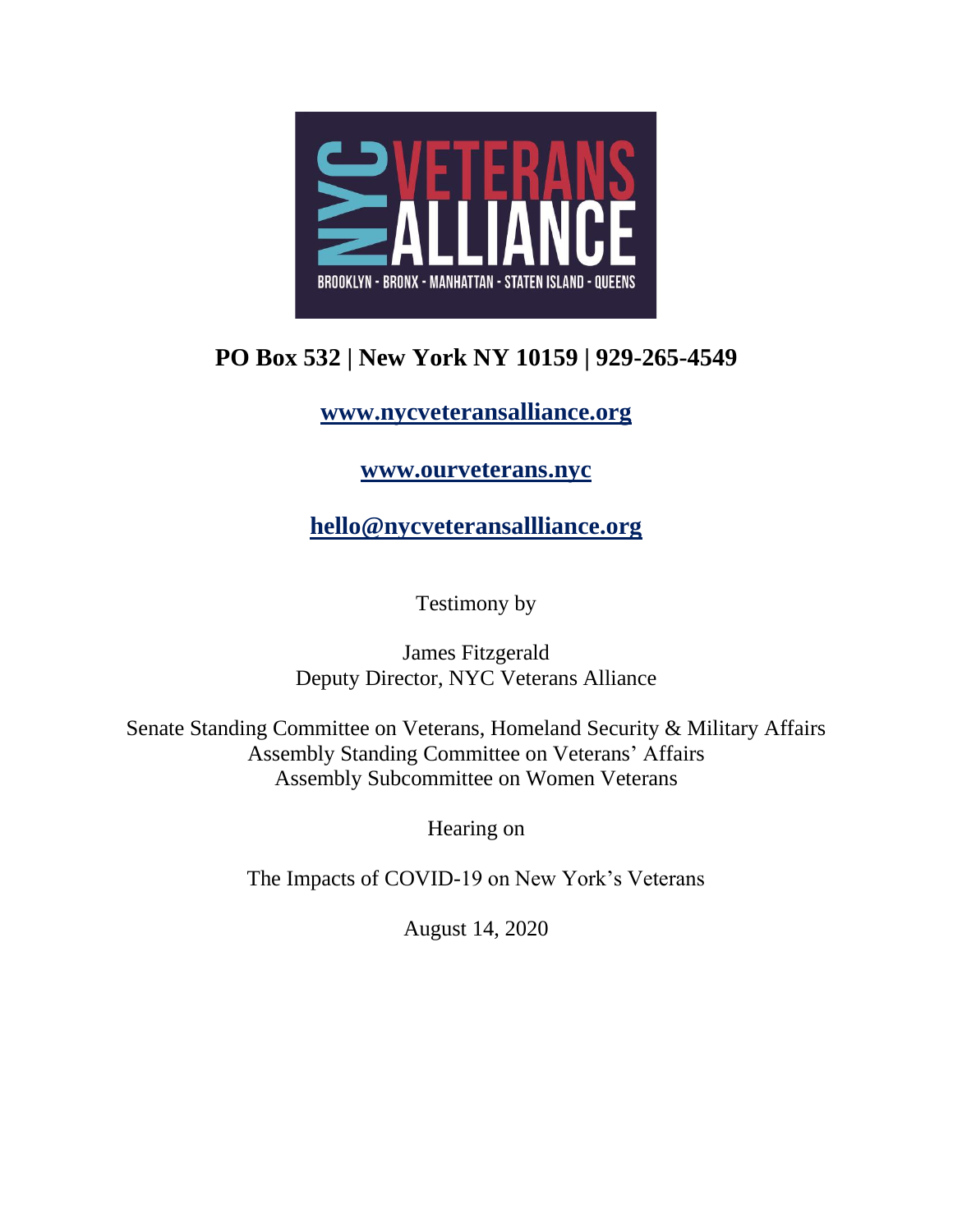NYC VETERANS ALLIANCE

BROOKLYN - BRONX - MANHATTAN - STATEN ISLAND - QUEENS

**PO Box 532 | New York NY 10159 | 929-265-4549**

**www.nycveteransalliance.org**

**www.ourveterans.nyc**

**hello@nycveteransallliance.org**

Testimony by

James Fitzgerald
Deputy Director, NYC Veterans Alliance

Senate Standing Committee on Veterans, Homeland Security & Military Affairs
Assembly Standing Committee on Veterans' Affairs
Assembly Subcommittee on Women Veterans

Hearing on

The Impacts of COVID-19 on New York's Veterans

August 14, 2020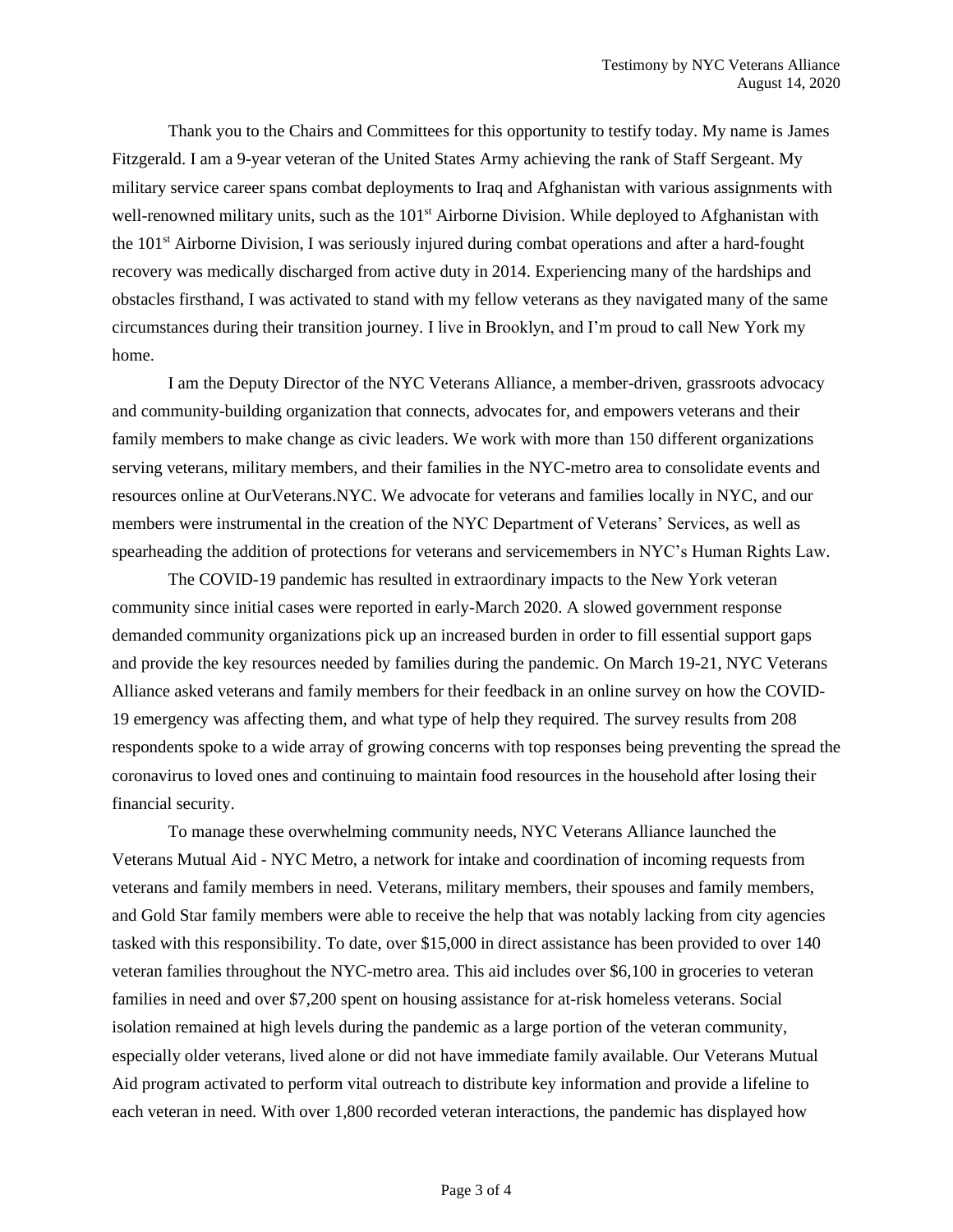Thank you to the Chairs and Committees for this opportunity to testify today. My name is James Fitzgerald. I am a 9-year veteran of the United States Army achieving the rank of Staff Sergeant. My military service career spans combat deployments to Iraq and Afghanistan with various assignments with well-renowned military units, such as the 101st Airborne Division. While deployed to Afghanistan with the 101st Airborne Division, I was seriously injured during combat operations and after a hard-fought recovery was medically discharged from active duty in 2014. Experiencing many of the hardships and obstacles firsthand, I was activated to stand with my fellow veterans as they navigated many of the same circumstances during their transition journey. I live in Brooklyn, and I'm proud to call New York my home.

I am the Deputy Director of the NYC Veterans Alliance, a member-driven, grassroots advocacy and community-building organization that connects, advocates for, and empowers veterans and their family members to make change as civic leaders. We work with more than 150 different organizations serving veterans, military members, and their families in the NYC-metro area to consolidate events and resources online at OurVeterans.NYC. We advocate for veterans and families locally in NYC, and our members were instrumental in the creation of the NYC Department of Veterans' Services, as well as spearheading the addition of protections for veterans and servicemembers in NYC's Human Rights Law.

The COVID-19 pandemic has resulted in extraordinary impacts to the New York veteran community since initial cases were reported in early-March 2020. A slowed government response demanded community organizations pick up an increased burden in order to fill essential support gaps and provide the key resources needed by families during the pandemic. On March 19-21, NYC Veterans Alliance asked veterans and family members for their feedback in an online survey on how the COVID-19 emergency was affecting them, and what type of help they required. The survey results from 208 respondents spoke to a wide array of growing concerns with top responses being preventing the spread the coronavirus to loved ones and continuing to maintain food resources in the household after losing their financial security.

To manage these overwhelming community needs, NYC Veterans Alliance launched the Veterans Mutual Aid - NYC Metro, a network for intake and coordination of incoming requests from veterans and family members in need. Veterans, military members, their spouses and family members, and Gold Star family members were able to receive the help that was notably lacking from city agencies tasked with this responsibility. To date, over $15,000 in direct assistance has been provided to over 140 veteran families throughout the NYC-metro area. This aid includes over $6,100 in groceries to veteran families in need and over $7,200 spent on housing assistance for at-risk homeless veterans. Social isolation remained at high levels during the pandemic as a large portion of the veteran community, especially older veterans, lived alone or did not have immediate family available. Our Veterans Mutual Aid program activated to perform vital outreach to distribute key information and provide a lifeline to each veteran in need. With over 1,800 recorded veteran interactions, the pandemic has displayed how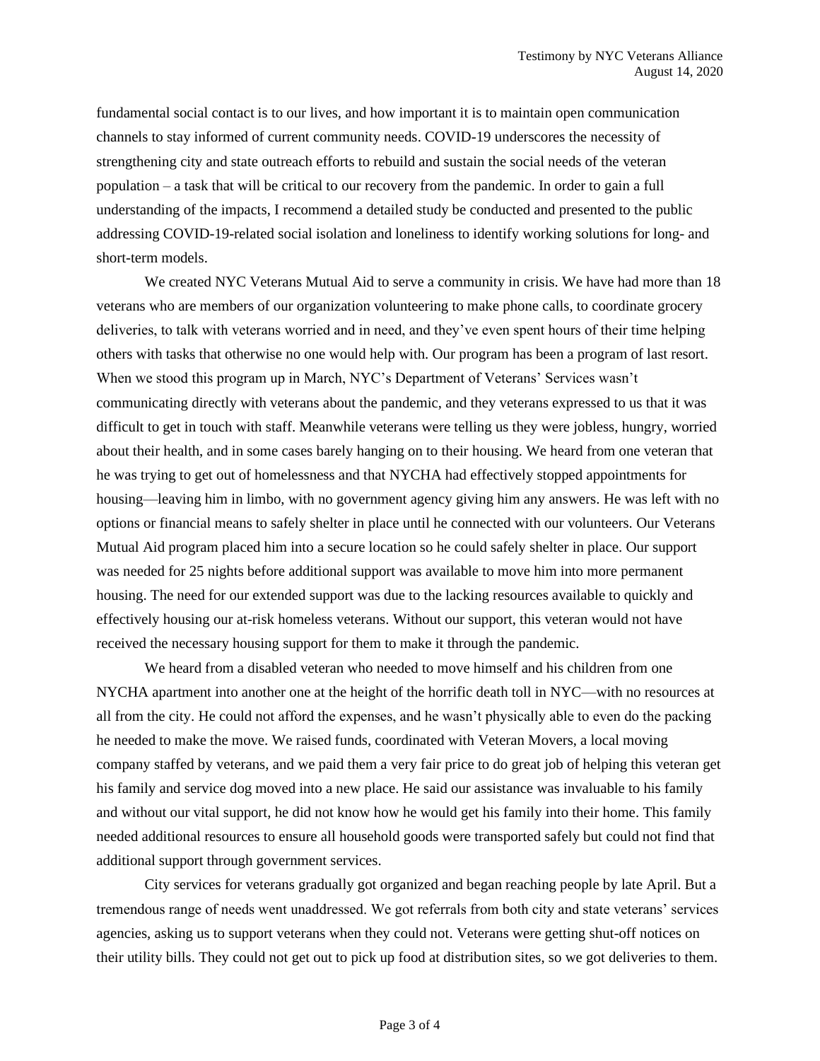fundamental social contact is to our lives, and how important it is to maintain open communication channels to stay informed of current community needs. COVID-19 underscores the necessity of strengthening city and state outreach efforts to rebuild and sustain the social needs of the veteran population – a task that will be critical to our recovery from the pandemic. In order to gain a full understanding of the impacts, I recommend a detailed study be conducted and presented to the public addressing COVID-19-related social isolation and loneliness to identify working solutions for long- and short-term models.

We created NYC Veterans Mutual Aid to serve a community in crisis. We have had more than 18 veterans who are members of our organization volunteering to make phone calls, to coordinate grocery deliveries, to talk with veterans worried and in need, and they've even spent hours of their time helping others with tasks that otherwise no one would help with. Our program has been a program of last resort. When we stood this program up in March, NYC's Department of Veterans' Services wasn't communicating directly with veterans about the pandemic, and they veterans expressed to us that it was difficult to get in touch with staff. Meanwhile veterans were telling us they were jobless, hungry, worried about their health, and in some cases barely hanging on to their housing. We heard from one veteran that he was trying to get out of homelessness and that NYCHA had effectively stopped appointments for housing—leaving him in limbo, with no government agency giving him any answers. He was left with no options or financial means to safely shelter in place until he connected with our volunteers. Our Veterans Mutual Aid program placed him into a secure location so he could safely shelter in place. Our support was needed for 25 nights before additional support was available to move him into more permanent housing. The need for our extended support was due to the lacking resources available to quickly and effectively housing our at-risk homeless veterans. Without our support, this veteran would not have received the necessary housing support for them to make it through the pandemic.

We heard from a disabled veteran who needed to move himself and his children from one NYCHA apartment into another one at the height of the horrific death toll in NYC—with no resources at all from the city. He could not afford the expenses, and he wasn't physically able to even do the packing he needed to make the move. We raised funds, coordinated with Veteran Movers, a local moving company staffed by veterans, and we paid them a very fair price to do great job of helping this veteran get his family and service dog moved into a new place. He said our assistance was invaluable to his family and without our vital support, he did not know how he would get his family into their home. This family needed additional resources to ensure all household goods were transported safely but could not find that additional support through government services.

City services for veterans gradually got organized and began reaching people by late April. But a tremendous range of needs went unaddressed. We got referrals from both city and state veterans' services agencies, asking us to support veterans when they could not. Veterans were getting shut-off notices on their utility bills. They could not get out to pick up food at distribution sites, so we got deliveries to them.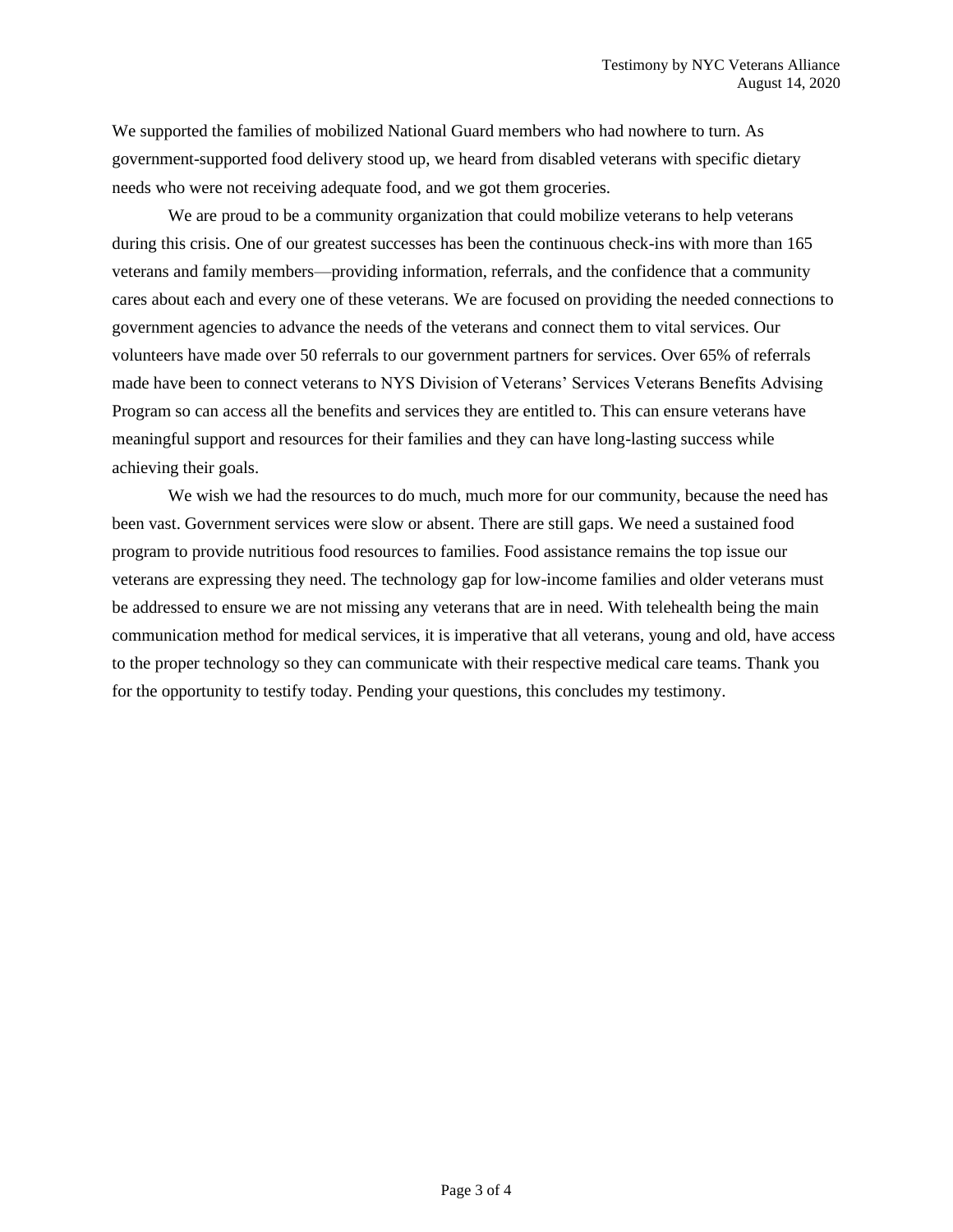We supported the families of mobilized National Guard members who had nowhere to turn. As government-supported food delivery stood up, we heard from disabled veterans with specific dietary needs who were not receiving adequate food, and we got them groceries.

We are proud to be a community organization that could mobilize veterans to help veterans during this crisis. One of our greatest successes has been the continuous check-ins with more than 165 veterans and family members—providing information, referrals, and the confidence that a community cares about each and every one of these veterans. We are focused on providing the needed connections to government agencies to advance the needs of the veterans and connect them to vital services. Our volunteers have made over 50 referrals to our government partners for services. Over 65% of referrals made have been to connect veterans to NYS Division of Veterans' Services Veterans Benefits Advising Program so can access all the benefits and services they are entitled to. This can ensure veterans have meaningful support and resources for their families and they can have long-lasting success while achieving their goals.

We wish we had the resources to do much, much more for our community, because the need has been vast. Government services were slow or absent. There are still gaps. We need a sustained food program to provide nutritious food resources to families. Food assistance remains the top issue our veterans are expressing they need. The technology gap for low-income families and older veterans must be addressed to ensure we are not missing any veterans that are in need. With telehealth being the main communication method for medical services, it is imperative that all veterans, young and old, have access to the proper technology so they can communicate with their respective medical care teams. Thank you for the opportunity to testify today. Pending your questions, this concludes my testimony.